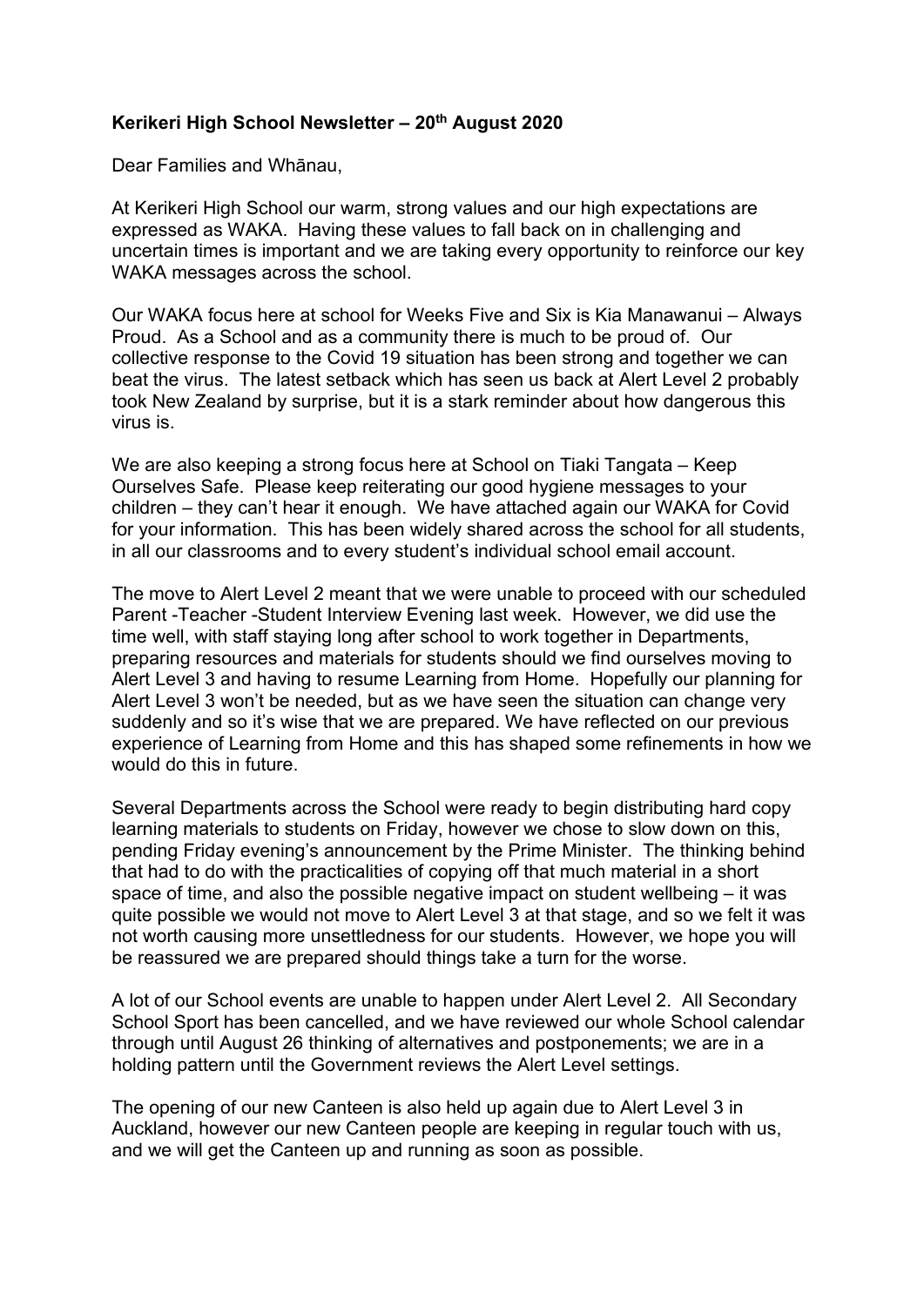**Kerikeri High School Newsletter – 20th August 2020**

Dear Families and Whānau,

At Kerikeri High School our warm, strong values and our high expectations are expressed as WAKA. Having these values to fall back on in challenging and uncertain times is important and we are taking every opportunity to reinforce our key WAKA messages across the school.

Our WAKA focus here at school for Weeks Five and Six is Kia Manawanui – Always Proud. As a School and as a community there is much to be proud of. Our collective response to the Covid 19 situation has been strong and together we can beat the virus. The latest setback which has seen us back at Alert Level 2 probably took New Zealand by surprise, but it is a stark reminder about how dangerous this virus is.

We are also keeping a strong focus here at School on Tiaki Tangata – Keep Ourselves Safe. Please keep reiterating our good hygiene messages to your children – they can't hear it enough. We have attached again our WAKA for Covid for your information. This has been widely shared across the school for all students, in all our classrooms and to every student's individual school email account.

The move to Alert Level 2 meant that we were unable to proceed with our scheduled Parent -Teacher -Student Interview Evening last week. However, we did use the time well, with staff staying long after school to work together in Departments, preparing resources and materials for students should we find ourselves moving to Alert Level 3 and having to resume Learning from Home. Hopefully our planning for Alert Level 3 won't be needed, but as we have seen the situation can change very suddenly and so it's wise that we are prepared. We have reflected on our previous experience of Learning from Home and this has shaped some refinements in how we would do this in future.

Several Departments across the School were ready to begin distributing hard copy learning materials to students on Friday, however we chose to slow down on this, pending Friday evening's announcement by the Prime Minister. The thinking behind that had to do with the practicalities of copying off that much material in a short space of time, and also the possible negative impact on student wellbeing – it was quite possible we would not move to Alert Level 3 at that stage, and so we felt it was not worth causing more unsettledness for our students. However, we hope you will be reassured we are prepared should things take a turn for the worse.

A lot of our School events are unable to happen under Alert Level 2. All Secondary School Sport has been cancelled, and we have reviewed our whole School calendar through until August 26 thinking of alternatives and postponements; we are in a holding pattern until the Government reviews the Alert Level settings.

The opening of our new Canteen is also held up again due to Alert Level 3 in Auckland, however our new Canteen people are keeping in regular touch with us, and we will get the Canteen up and running as soon as possible.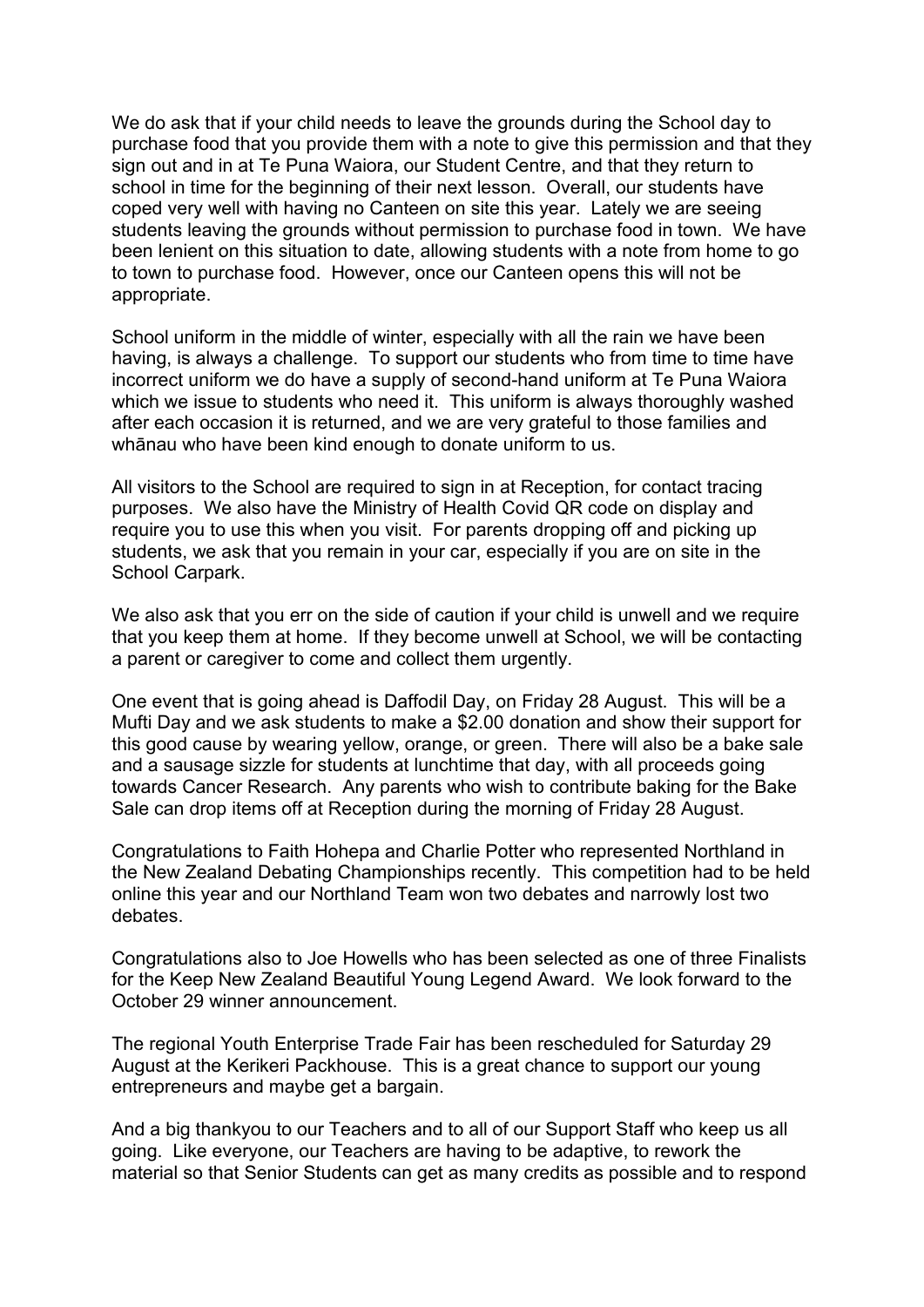We do ask that if your child needs to leave the grounds during the School day to purchase food that you provide them with a note to give this permission and that they sign out and in at Te Puna Waiora, our Student Centre, and that they return to school in time for the beginning of their next lesson. Overall, our students have coped very well with having no Canteen on site this year. Lately we are seeing students leaving the grounds without permission to purchase food in town. We have been lenient on this situation to date, allowing students with a note from home to go to town to purchase food. However, once our Canteen opens this will not be appropriate.

School uniform in the middle of winter, especially with all the rain we have been having, is always a challenge. To support our students who from time to time have incorrect uniform we do have a supply of second-hand uniform at Te Puna Waiora which we issue to students who need it. This uniform is always thoroughly washed after each occasion it is returned, and we are very grateful to those families and whānau who have been kind enough to donate uniform to us.

All visitors to the School are required to sign in at Reception, for contact tracing purposes. We also have the Ministry of Health Covid QR code on display and require you to use this when you visit. For parents dropping off and picking up students, we ask that you remain in your car, especially if you are on site in the School Carpark.

We also ask that you err on the side of caution if your child is unwell and we require that you keep them at home. If they become unwell at School, we will be contacting a parent or caregiver to come and collect them urgently.

One event that is going ahead is Daffodil Day, on Friday 28 August. This will be a Mufti Day and we ask students to make a $2.00 donation and show their support for this good cause by wearing yellow, orange, or green. There will also be a bake sale and a sausage sizzle for students at lunchtime that day, with all proceeds going towards Cancer Research. Any parents who wish to contribute baking for the Bake Sale can drop items off at Reception during the morning of Friday 28 August.

Congratulations to Faith Hohepa and Charlie Potter who represented Northland in the New Zealand Debating Championships recently. This competition had to be held online this year and our Northland Team won two debates and narrowly lost two debates.

Congratulations also to Joe Howells who has been selected as one of three Finalists for the Keep New Zealand Beautiful Young Legend Award. We look forward to the October 29 winner announcement.

The regional Youth Enterprise Trade Fair has been rescheduled for Saturday 29 August at the Kerikeri Packhouse. This is a great chance to support our young entrepreneurs and maybe get a bargain.

And a big thankyou to our Teachers and to all of our Support Staff who keep us all going. Like everyone, our Teachers are having to be adaptive, to rework the material so that Senior Students can get as many credits as possible and to respond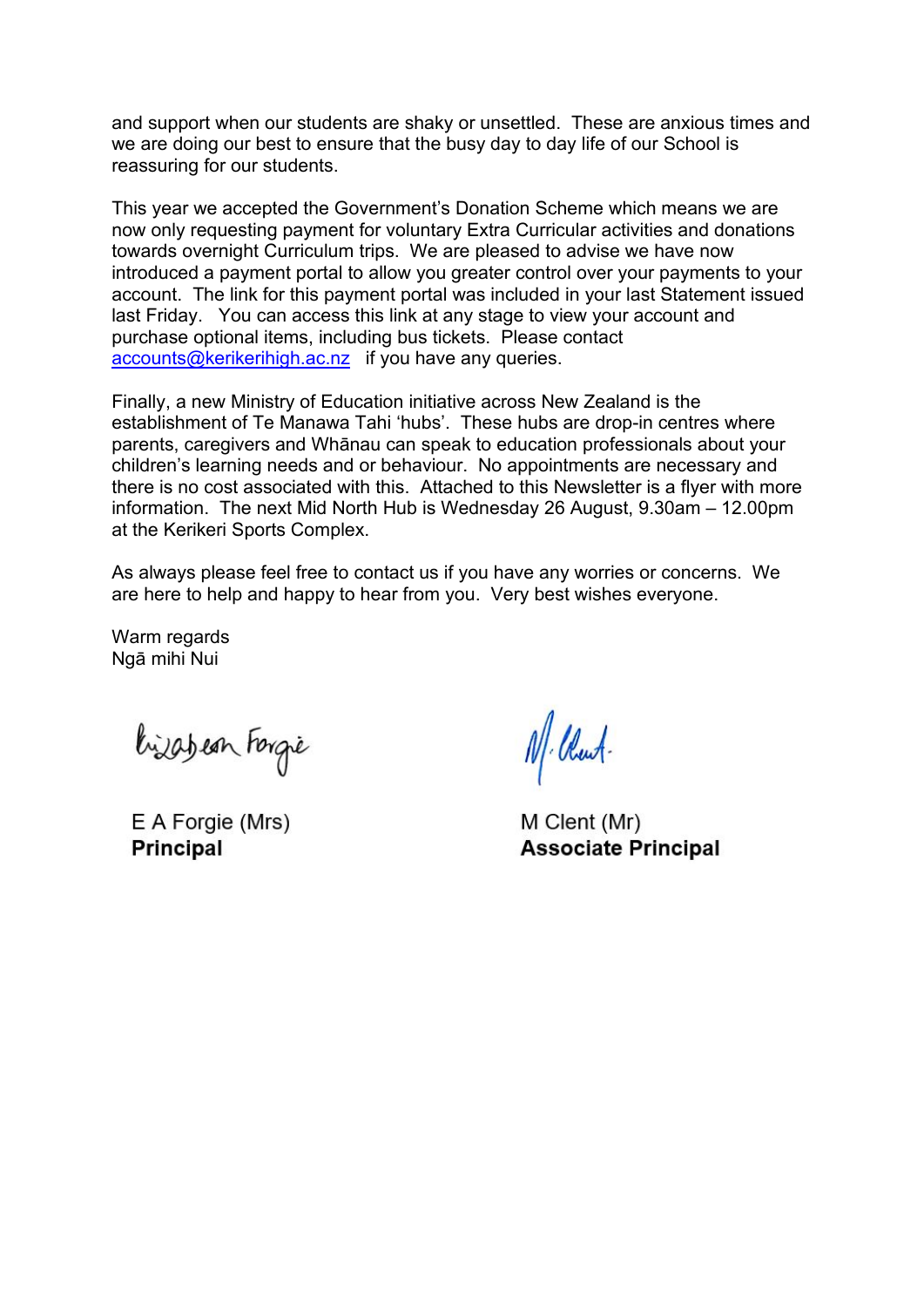and support when our students are shaky or unsettled. These are anxious times and we are doing our best to ensure that the busy day to day life of our School is reassuring for our students.

This year we accepted the Government's Donation Scheme which means we are now only requesting payment for voluntary Extra Curricular activities and donations towards overnight Curriculum trips. We are pleased to advise we have now introduced a payment portal to allow you greater control over your payments to your account. The link for this payment portal was included in your last Statement issued last Friday. You can access this link at any stage to view your account and purchase optional items, including bus tickets. Please contact accounts@kerikerihigh.ac.nz if you have any queries.

Finally, a new Ministry of Education initiative across New Zealand is the establishment of Te Manawa Tahi 'hubs'. These hubs are drop-in centres where parents, caregivers and Whānau can speak to education professionals about your children's learning needs and or behaviour. No appointments are necessary and there is no cost associated with this. Attached to this Newsletter is a flyer with more information. The next Mid North Hub is Wednesday 26 August, 9.30am – 12.00pm at the Kerikeri Sports Complex.

As always please feel free to contact us if you have any worries or concerns. We are here to help and happy to hear from you. Very best wishes everyone.

Warm regards
Ngā mihi Nui

E A Forgie (Mrs)
**Principal**

M Clent (Mr)
**Associate Principal**